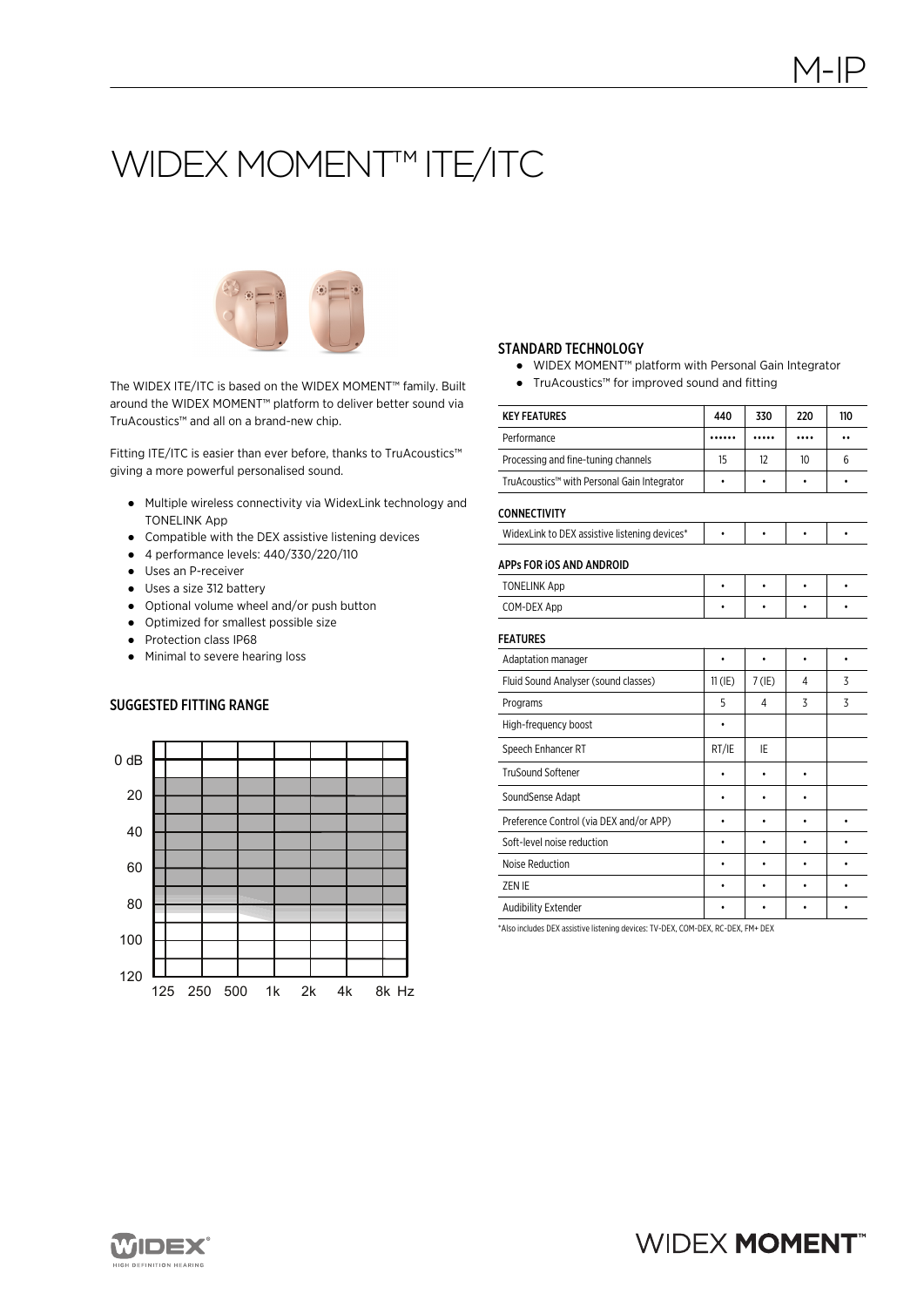M-IP

# WIDEX MOMENT™ ITE/ITC

The WIDEX ITE/ITC is based on the WIDEX MOMENT™ family. Built around the WIDEX MOMENT™ platform to deliver better sound via TruAcoustics™ and all on a brand-new chip.

Fitting ITE/ITC is easier than ever before, thanks to TruAcoustics™ giving a more powerful personalised sound.

- Multiple wireless connectivity via WidexLink technology and TONELINK App
- Compatible with the DEX assistive listening devices
- 4 performance levels: 440/330/220/110
- Uses an P-receiver
- Uses a size 312 battery
- Optional volume wheel and/or push button
- Optimized for smallest possible size
- Protection class IP68
- Minimal to severe hearing loss

## SUGGESTED FITTING RANGE

0 dB, 20, 40, 60, 80, 100, 120

125, 250, 500, 1k, 2k, 4k, 8k Hz

## STANDARD TECHNOLOGY

- WIDEX MOMENT™ platform with Personal Gain Integrator
- TruAcoustics™ for improved sound and fitting

| KEY FEATURES | 440 | 330 | 220 | 110 |
|---|---|---|---|---|
| Performance | •••••• | ••••• | •••• | •• |
| Processing and fine-tuning channels | 15 | 12 | 10 | 6 |
| TruAcoustics™ with Personal Gain Integrator | • | • | • | • |
| **CONNECTIVITY** | | | | |
| WidexLink to DEX assistive listening devices* | • | • | • | • |
| **APPs FOR iOS AND ANDROID** | | | | |
| TONELINK App | • | • | • | • |
| COM-DEX App | • | • | • | • |
| **FEATURES** | | | | |
| Adaptation manager | • | • | • | • |
| Fluid Sound Analyser (sound classes) | 11 (IE) | 7 (IE) | 4 | 3 |
| Programs | 5 | 4 | 3 | 3 |
| High-frequency boost | • | | | |
| Speech Enhancer RT | RT/IE | IE | | |
| TruSound Softener | • | • | • | |
| SoundSense Adapt | • | • | • | |
| Preference Control (via DEX and/or APP) | • | • | • | • |
| Soft-level noise reduction | • | • | • | • |
| Noise Reduction | • | • | • | • |
| ZEN IE | • | • | • | • |
| Audibility Extender | • | • | • | • |

*Also includes DEX assistive listening devices: TV-DEX, COM-DEX, RC-DEX, FM+ DEX

WIDEX HIGH DEFINITION HEARING

WIDEX MOMENT™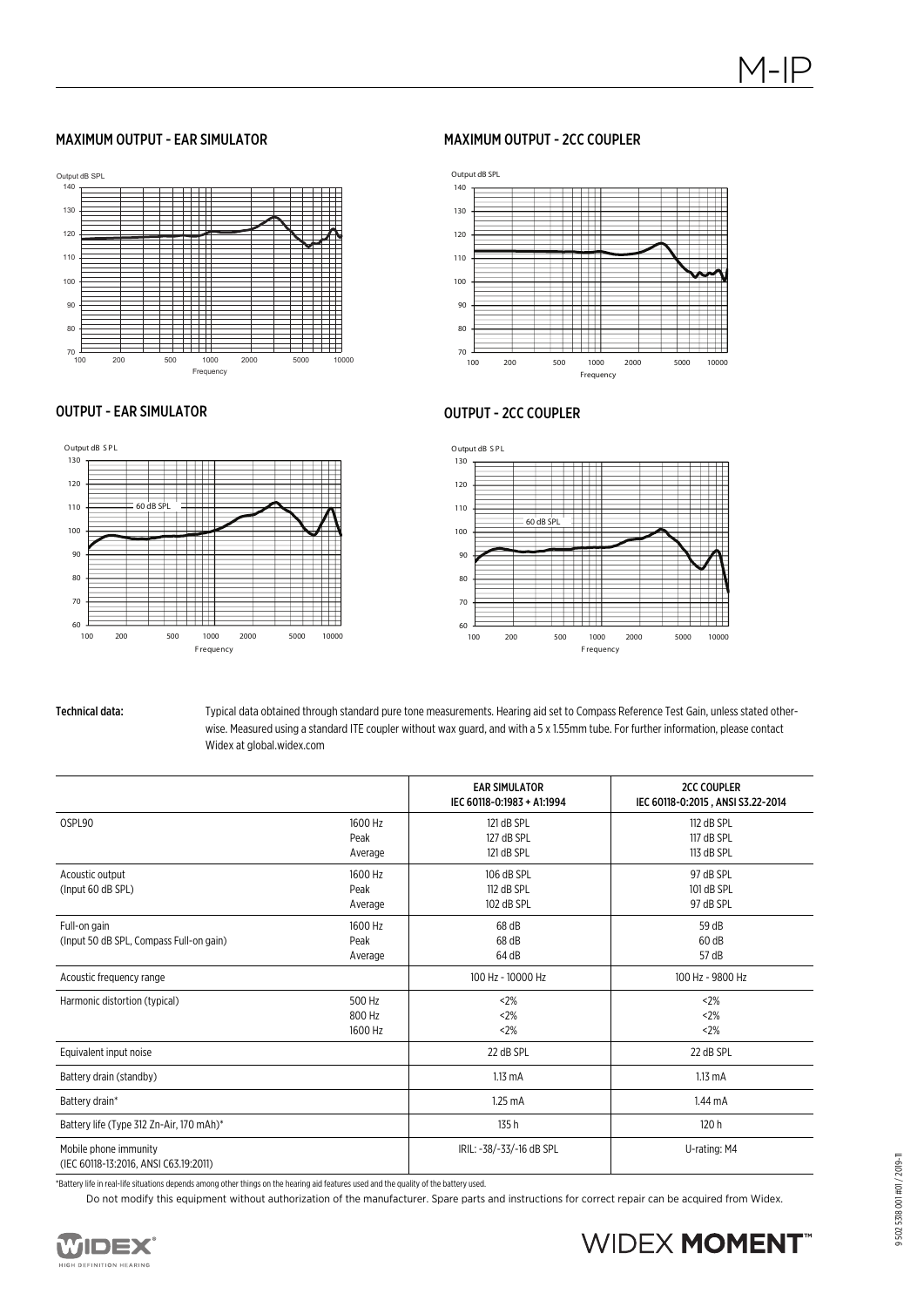# M-IP

## MAXIMUM OUTPUT - EAR SIMULATOR

Output dB SPL
140
130
120
110
100
90
80
70
100 200 500 1000 2000 5000 10000
Frequency

## MAXIMUM OUTPUT - 2CC COUPLER

Output dB SPL
140
130
120
110
100
90
80
70
100 200 500 1000 2000 5000 10000
Frequency

## OUTPUT - EAR SIMULATOR

Output dB SPL
130
120
110
100
90
80
70
60
60 dB SPL
100 200 500 1000 2000 5000 10000
Frequency

## OUTPUT - 2CC COUPLER

Output dB SPL
130
120
110
100
90
80
70
60
60 dB SPL
100 200 500 1000 2000 5000 10000
Frequency

**Technical data:** Typical data obtained through standard pure tone measurements. Hearing aid set to Compass Reference Test Gain, unless stated otherwise. Measured using a standard ITE coupler without wax guard, and with a 5 x 1.55mm tube. For further information, please contact Widex at global.widex.com

| | | EAR SIMULATOR IEC 60118-0:1983 + A1:1994 | 2CC COUPLER IEC 60118-0:2015 , ANSI S3.22-2014 |
|---|---|---|---|
| OSPL90 | 1600 Hz<br>Peak<br>Average | 121 dB SPL<br>127 dB SPL<br>121 dB SPL | 112 dB SPL<br>117 dB SPL<br>113 dB SPL |
| Acoustic output (Input 60 dB SPL) | 1600 Hz<br>Peak<br>Average | 106 dB SPL<br>112 dB SPL<br>102 dB SPL | 97 dB SPL<br>101 dB SPL<br>97 dB SPL |
| Full-on gain (Input 50 dB SPL, Compass Full-on gain) | 1600 Hz<br>Peak<br>Average | 68 dB<br>68 dB<br>64 dB | 59 dB<br>60 dB<br>57 dB |
| Acoustic frequency range | | 100 Hz - 10000 Hz | 100 Hz - 9800 Hz |
| Harmonic distortion (typical) | 500 Hz<br>800 Hz<br>1600 Hz | <2%<br><2%<br><2% | <2%<br><2%<br><2% |
| Equivalent input noise | | 22 dB SPL | 22 dB SPL |
| Battery drain (standby) | | 1.13 mA | 1.13 mA |
| Battery drain* | | 1.25 mA | 1.44 mA |
| Battery life (Type 312 Zn-Air, 170 mAh)* | | 135 h | 120 h |
| Mobile phone immunity (IEC 60118-13:2016, ANSI C63.19:2011) | | IRIL: -38/-33/-16 dB SPL | U-rating: M4 |

*Battery life in real-life situations depends among other things on the hearing aid features used and the quality of the battery used.

Do not modify this equipment without authorization of the manufacturer. Spare parts and instructions for correct repair can be acquired from Widex.

WIDEX® HIGH DEFINITION HEARING

WIDEX MOMENT™

9 502 5318 001 #01 / 2019-11